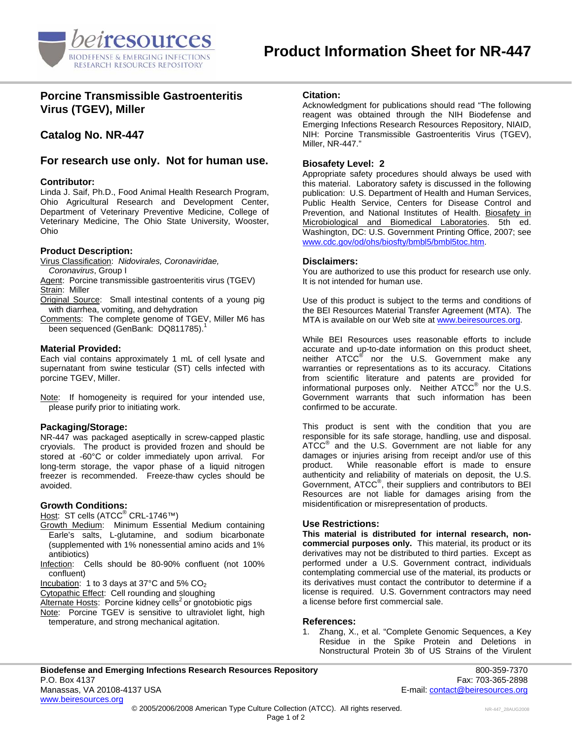# Product Information Sheet for NR-447

## Porcine Transmissible Gastroenteritis Virus (TGEV), Miller

## Catalog No. NR-447

## For research use only. Not for human use.

### Contributor:

Linda J. Saif, Ph.D., Food Animal Health Research Program, Ohio Agricultural Research and Development Center, Department of Veterinary Preventive Medicine, College of Veterinary Medicine, The Ohio State University, Wooster, Ohio

### Product Description:

Virus Classification: *Nidovirales, Coronaviridae, Coronavirus*, Group I
Agent: Porcine transmissible gastroenteritis virus (TGEV)
Strain: Miller
Original Source: Small intestinal contents of a young pig with diarrhea, vomiting, and dehydration
Comments: The complete genome of TGEV, Miller M6 has been sequenced (GenBank: DQ811785).[1]

### Material Provided:

Each vial contains approximately 1 mL of cell lysate and supernatant from swine testicular (ST) cells infected with porcine TGEV, Miller.

Note: If homogeneity is required for your intended use, please purify prior to initiating work.

### Packaging/Storage:

NR-447 was packaged aseptically in screw-capped plastic cryovials. The product is provided frozen and should be stored at -60°C or colder immediately upon arrival. For long-term storage, the vapor phase of a liquid nitrogen freezer is recommended. Freeze-thaw cycles should be avoided.

### Growth Conditions:

Host: ST cells (ATCC® CRL-1746™)
Growth Medium: Minimum Essential Medium containing Earle's salts, L-glutamine, and sodium bicarbonate (supplemented with 1% nonessential amino acids and 1% antibiotics)
Infection: Cells should be 80-90% confluent (not 100% confluent)
Incubation: 1 to 3 days at 37°C and 5% $CO_2$
Cytopathic Effect: Cell rounding and sloughing
Alternate Hosts: Porcine kidney cells[2] or gnotobiotic pigs
Note: Porcine TGEV is sensitive to ultraviolet light, high temperature, and strong mechanical agitation.

### Citation:

Acknowledgment for publications should read "The following reagent was obtained through the NIH Biodefense and Emerging Infections Research Resources Repository, NIAID, NIH: Porcine Transmissible Gastroenteritis Virus (TGEV), Miller, NR-447."

### Biosafety Level: 2

Appropriate safety procedures should always be used with this material. Laboratory safety is discussed in the following publication: U.S. Department of Health and Human Services, Public Health Service, Centers for Disease Control and Prevention, and National Institutes of Health. Biosafety in Microbiological and Biomedical Laboratories. 5th ed. Washington, DC: U.S. Government Printing Office, 2007; see www.cdc.gov/od/ohs/biosfty/bmbl5/bmbl5toc.htm.

### Disclaimers:

You are authorized to use this product for research use only. It is not intended for human use.

Use of this product is subject to the terms and conditions of the BEI Resources Material Transfer Agreement (MTA). The MTA is available on our Web site at www.beiresources.org.

While BEI Resources uses reasonable efforts to include accurate and up-to-date information on this product sheet, neither ATCC® nor the U.S. Government make any warranties or representations as to its accuracy. Citations from scientific literature and patents are provided for informational purposes only. Neither ATCC® nor the U.S. Government warrants that such information has been confirmed to be accurate.

This product is sent with the condition that you are responsible for its safe storage, handling, use and disposal. ATCC® and the U.S. Government are not liable for any damages or injuries arising from receipt and/or use of this product. While reasonable effort is made to ensure authenticity and reliability of materials on deposit, the U.S. Government, ATCC®, their suppliers and contributors to BEI Resources are not liable for damages arising from the misidentification or misrepresentation of products.

### Use Restrictions:

**This material is distributed for internal research, non-commercial purposes only.** This material, its product or its derivatives may not be distributed to third parties. Except as performed under a U.S. Government contract, individuals contemplating commercial use of the material, its products or its derivatives must contact the contributor to determine if a license is required. U.S. Government contractors may need a license before first commercial sale.

### References:

1. Zhang, X., et al. "Complete Genomic Sequences, a Key Residue in the Spike Protein and Deletions in Nonstructural Protein 3b of US Strains of the Virulent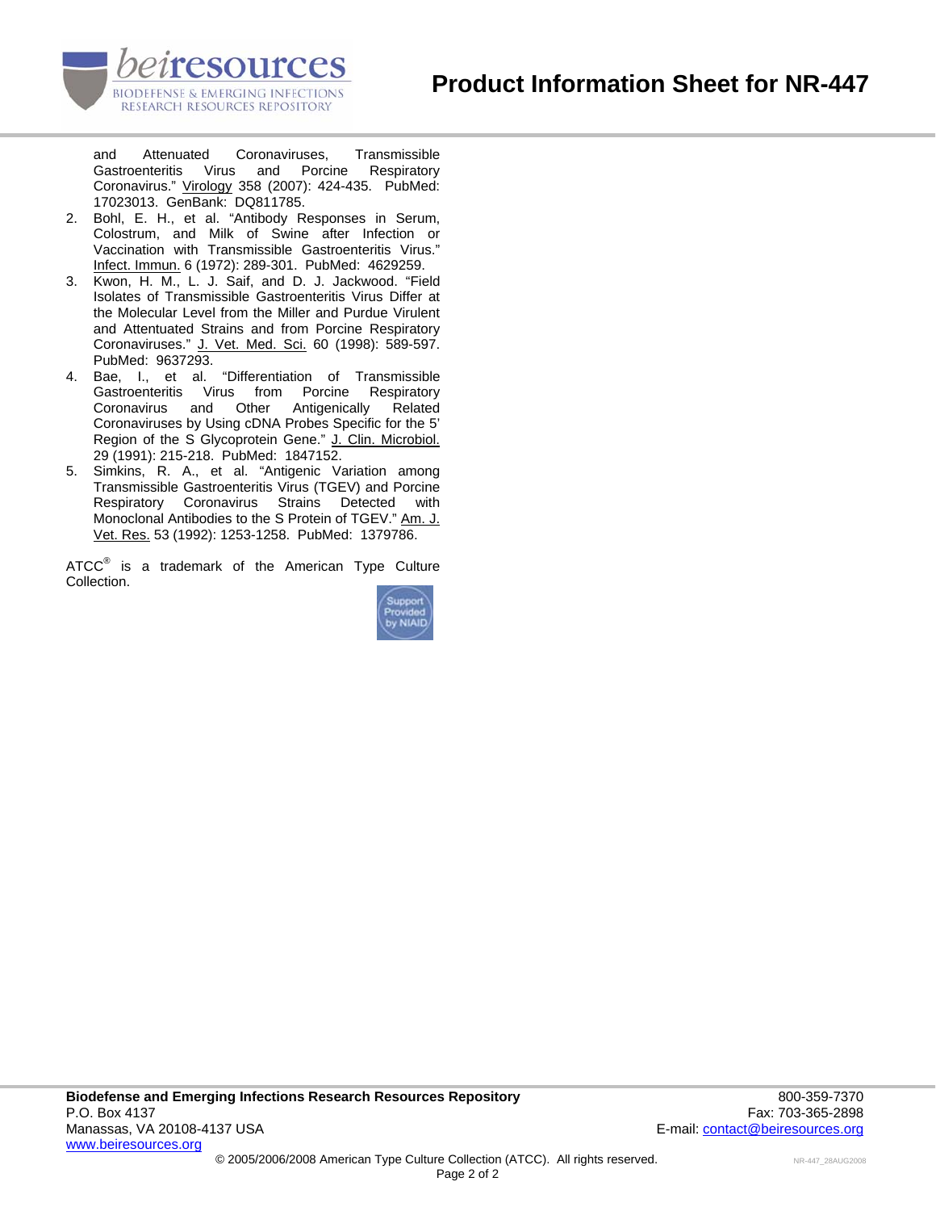and Attenuated Coronaviruses, Transmissible Gastroenteritis Virus and Porcine Respiratory Coronavirus." Virology 358 (2007): 424-435. PubMed: 17023013. GenBank: DQ811785.

2. Bohl, E. H., et al. "Antibody Responses in Serum, Colostrum, and Milk of Swine after Infection or Vaccination with Transmissible Gastroenteritis Virus." Infect. Immun. 6 (1972): 289-301. PubMed: 4629259.
3. Kwon, H. M., L. J. Saif, and D. J. Jackwood. "Field Isolates of Transmissible Gastroenteritis Virus Differ at the Molecular Level from the Miller and Purdue Virulent and Attentuated Strains and from Porcine Respiratory Coronaviruses." J. Vet. Med. Sci. 60 (1998): 589-597. PubMed: 9637293.
4. Bae, I., et al. "Differentiation of Transmissible Gastroenteritis Virus from Porcine Respiratory Coronavirus and Other Antigenically Related Coronaviruses by Using cDNA Probes Specific for the 5' Region of the S Glycoprotein Gene." J. Clin. Microbiol. 29 (1991): 215-218. PubMed: 1847152.
5. Simkins, R. A., et al. "Antigenic Variation among Transmissible Gastroenteritis Virus (TGEV) and Porcine Respiratory Coronavirus Strains Detected with Monoclonal Antibodies to the S Protein of TGEV." Am. J. Vet. Res. 53 (1992): 1253-1258. PubMed: 1379786.

ATCC® is a trademark of the American Type Culture Collection.

Support Provided by NIAID

**Biodefense and Emerging Infections Research Resources Repository**
P.O. Box 4137
Manassas, VA 20108-4137 USA
www.beiresources.org

800-359-7370
Fax: 703-365-2898
E-mail: contact@beiresources.org

© 2005/2006/2008 American Type Culture Collection (ATCC). All rights reserved.

NR-447_28AUG2008